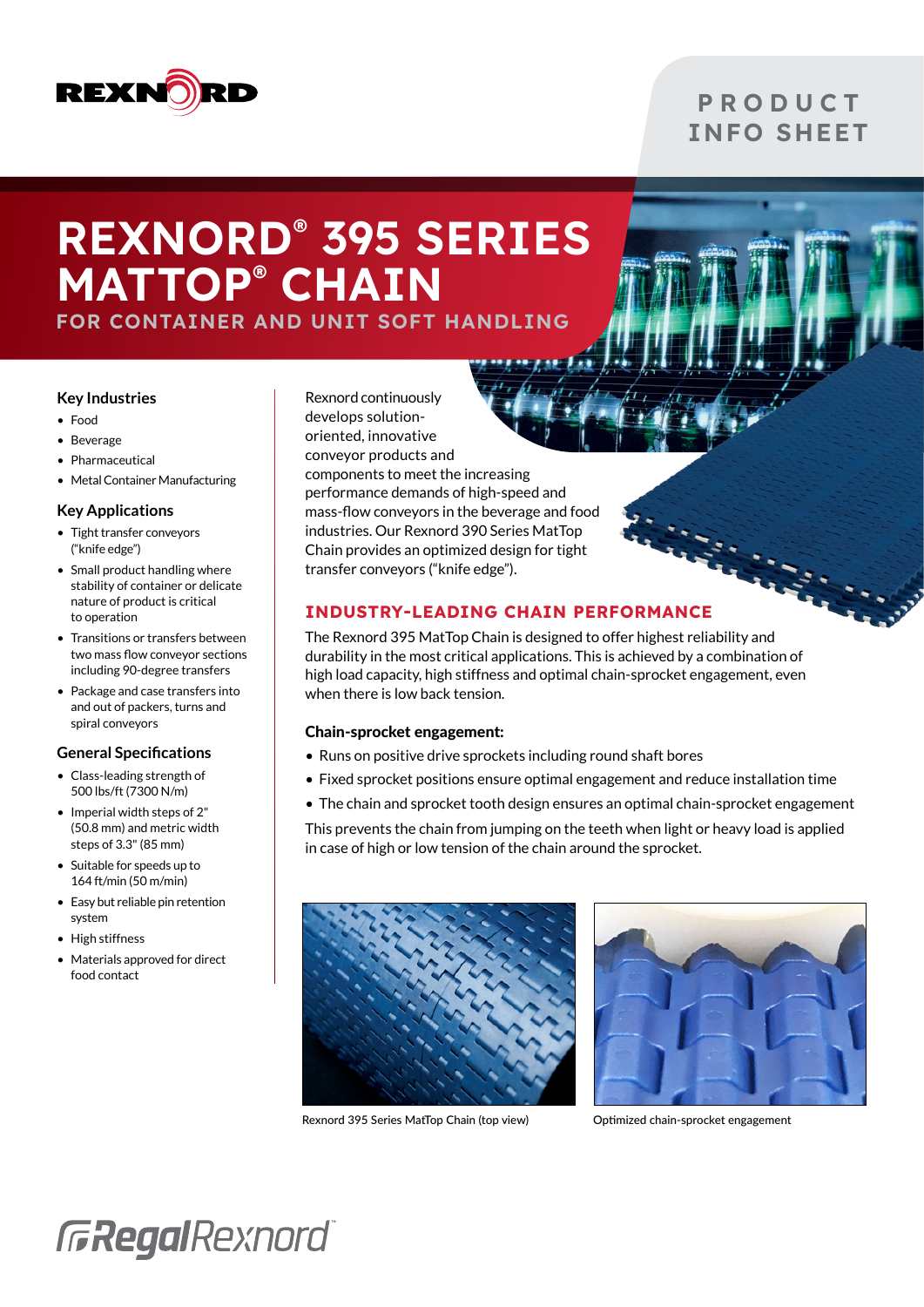PRODUCT INFO SHEET

# REXNORD® 395 SERIES MATTOP® CHAIN

## FOR CONTAINER AND UNIT SOFT HANDLING

### Key Industries

- Food
- Beverage
- Pharmaceutical
- Metal Container Manufacturing

### Key Applications

- Tight transfer conveyors ("knife edge")
- Small product handling where stability of container or delicate nature of product is critical to operation
- Transitions or transfers between two mass flow conveyor sections including 90-degree transfers
- Package and case transfers into and out of packers, turns and spiral conveyors

### General Specifications

- Class-leading strength of 500 lbs/ft (7300 N/m)
- Imperial width steps of 2" (50.8 mm) and metric width steps of 3.3" (85 mm)
- Suitable for speeds up to 164 ft/min (50 m/min)
- Easy but reliable pin retention system
- High stiffness
- Materials approved for direct food contact

Rexnord continuously develops solution-oriented, innovative conveyor products and components to meet the increasing performance demands of high-speed and mass-flow conveyors in the beverage and food industries. Our Rexnord 390 Series MatTop Chain provides an optimized design for tight transfer conveyors ("knife edge").

## INDUSTRY-LEADING CHAIN PERFORMANCE

The Rexnord 395 MatTop Chain is designed to offer highest reliability and durability in the most critical applications. This is achieved by a combination of high load capacity, high stiffness and optimal chain-sprocket engagement, even when there is low back tension.

### Chain-sprocket engagement:

- Runs on positive drive sprockets including round shaft bores
- Fixed sprocket positions ensure optimal engagement and reduce installation time
- The chain and sprocket tooth design ensures an optimal chain-sprocket engagement

This prevents the chain from jumping on the teeth when light or heavy load is applied in case of high or low tension of the chain around the sprocket.

Rexnord 395 Series MatTop Chain (top view)

Optimized chain-sprocket engagement

RegalRexnord™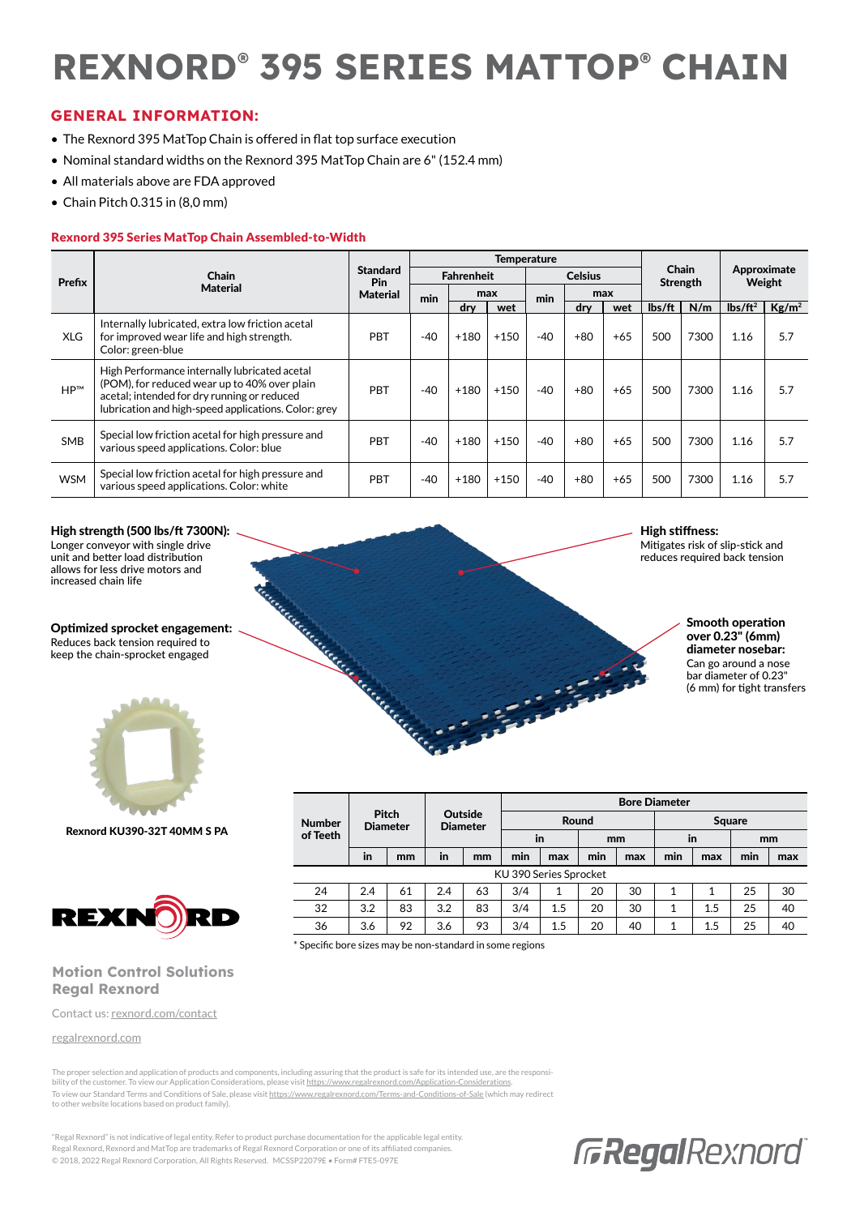# REXNORD® 395 SERIES MATTOP® CHAIN

## GENERAL INFORMATION:

- The Rexnord 395 MatTop Chain is offered in flat top surface execution
- Nominal standard widths on the Rexnord 395 MatTop Chain are 6" (152.4 mm)
- All materials above are FDA approved
- Chain Pitch 0.315 in (8,0 mm)

### Rexnord 395 Series MatTop Chain Assembled-to-Width

| Prefix | Chain Material | Standard Pin Material | Temperature | | | | | | Chain Strength | | Approximate Weight | |
|---|---|---|---|---|---|---|---|---|---|---|---|---|
| | | | Fahrenheit | | | Celsius | | | | | | |
| | | | min | max | | min | max | | | | | |
| | | | | dry | wet | | dry | wet | lbs/ft | N/m | lbs/ft² | Kg/m² |
| XLG | Internally lubricated, extra low friction acetal for improved wear life and high strength. Color: green-blue | PBT | -40 | +180 | +150 | -40 | +80 | +65 | 500 | 7300 | 1.16 | 5.7 |
| HP™ | High Performance internally lubricated acetal (POM), for reduced wear up to 40% over plain acetal; intended for dry running or reduced lubrication and high-speed applications. Color: grey | PBT | -40 | +180 | +150 | -40 | +80 | +65 | 500 | 7300 | 1.16 | 5.7 |
| SMB | Special low friction acetal for high pressure and various speed applications. Color: blue | PBT | -40 | +180 | +150 | -40 | +80 | +65 | 500 | 7300 | 1.16 | 5.7 |
| WSM | Special low friction acetal for high pressure and various speed applications. Color: white | PBT | -40 | +180 | +150 | -40 | +80 | +65 | 500 | 7300 | 1.16 | 5.7 |

**High strength (500 lbs/ft 7300N):** Longer conveyor with single drive unit and better load distribution allows for less drive motors and increased chain life

**High stiffness:** Mitigates risk of slip-stick and reduces required back tension

**Optimized sprocket engagement:** Reduces back tension required to keep the chain-sprocket engaged

**Smooth operation over 0.23" (6mm) diameter nosebar:** Can go around a nose bar diameter of 0.23" (6 mm) for tight transfers

**Rexnord KU390-32T 40MM S PA**

| Number of Teeth | Pitch Diameter | | Outside Diameter | | Bore Diameter | | | | | | | |
|---|---|---|---|---|---|---|---|---|---|---|---|---|
| | | | | | Round | | | | Square | | | |
| | | | | | in | | mm | | in | | mm | |
| | in | mm | in | mm | min | max | min | max | min | max | min | max |
| KU 390 Series Sprocket | | | | | | | | | | | | |
| 24 | 2.4 | 61 | 2.4 | 63 | 3/4 | 1 | 20 | 30 | 1 | 1 | 25 | 30 |
| 32 | 3.2 | 83 | 3.2 | 83 | 3/4 | 1.5 | 20 | 30 | 1 | 1.5 | 25 | 40 |
| 36 | 3.6 | 92 | 3.6 | 93 | 3/4 | 1.5 | 20 | 40 | 1 | 1.5 | 25 | 40 |

* Specific bore sizes may be non-standard in some regions

REXNORD

**Motion Control Solutions**
**Regal Rexnord**

Contact us: rexnord.com/contact

regalrexnord.com

The proper selection and application of products and components, including assuring that the product is safe for its intended use, are the responsibility of the customer. To view our Application Considerations, please visit https://www.regalrexnord.com/Application-Considerations.
To view our Standard Terms and Conditions of Sale, please visit https://www.regalrexnord.com/Terms-and-Conditions-of-Sale (which may redirect to other website locations based on product family).

"Regal Rexnord" is not indicative of legal entity. Refer to product purchase documentation for the applicable legal entity.
Regal Rexnord, Rexnord and MatTop are trademarks of Regal Rexnord Corporation or one of its affiliated companies.
© 2018, 2022 Regal Rexnord Corporation, All Rights Reserved. MCSSP22079E • Form# FTE5-097E

RegalRexnord